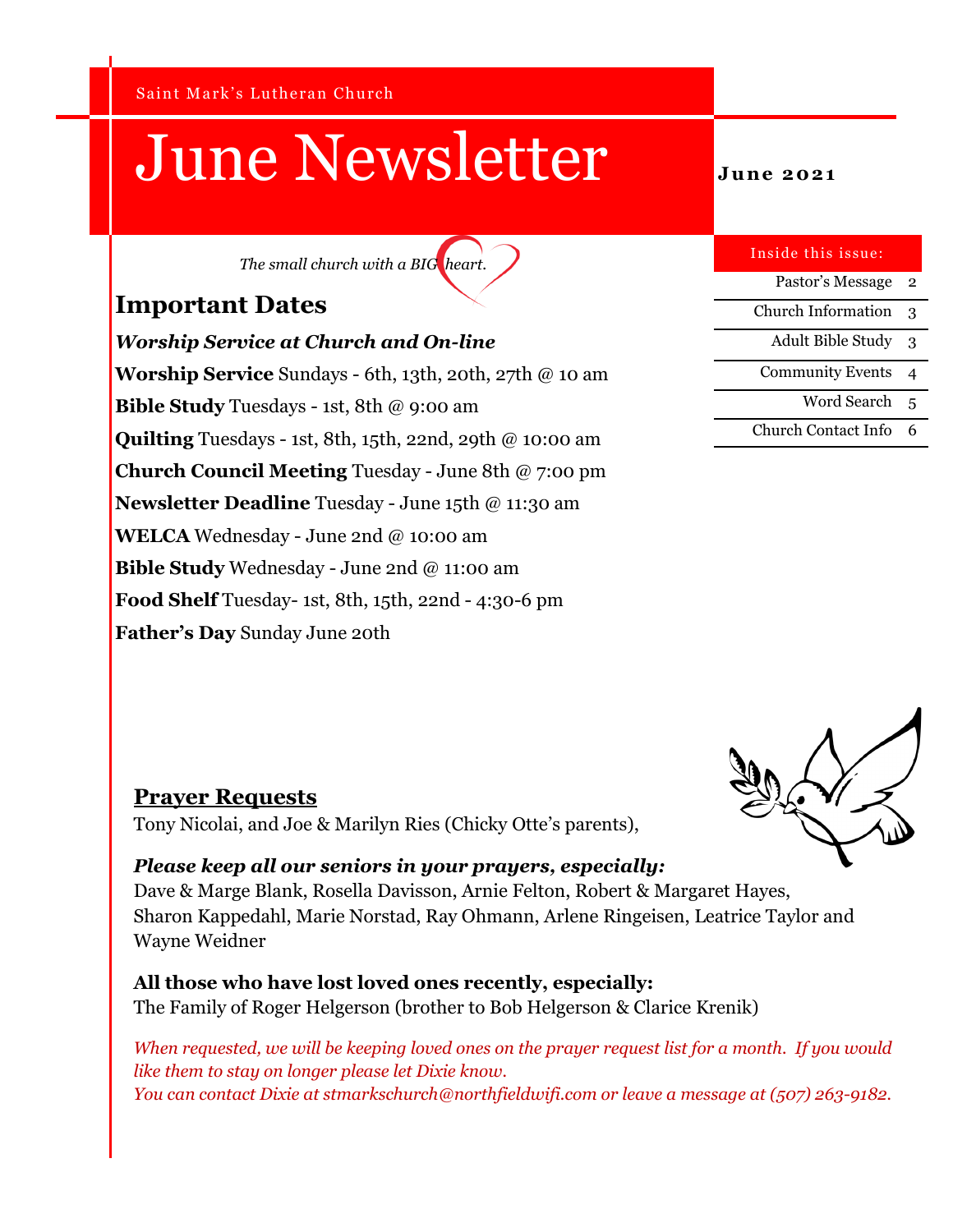Saint Mark's Lutheran Church

# June Newsletter

**June 2021**

*The small church with a BIG heart.*

**Inside this issue:**

| | |
|---|---|
| Pastor's Message | 2 |
| Church Information | 3 |
| Adult Bible Study | 3 |
| Community Events | 4 |
| Word Search | 5 |
| Church Contact Info | 6 |

## Important Dates

***Worship Service at Church and On-line***

**Worship Service** Sundays - 6th, 13th, 20th, 27th @ 10 am

**Bible Study** Tuesdays - 1st, 8th @ 9:00 am

**Quilting** Tuesdays - 1st, 8th, 15th, 22nd, 29th @ 10:00 am

**Church Council Meeting** Tuesday - June 8th @ 7:00 pm

**Newsletter Deadline** Tuesday - June 15th @ 11:30 am

**WELCA** Wednesday - June 2nd @ 10:00 am

**Bible Study** Wednesday - June 2nd @ 11:00 am

**Food Shelf** Tuesday- 1st, 8th, 15th, 22nd - 4:30-6 pm

**Father's Day** Sunday June 20th

## Prayer Requests

Tony Nicolai, and Joe & Marilyn Ries (Chicky Otte's parents),

***Please keep all our seniors in your prayers, especially:***

Dave & Marge Blank, Rosella Davisson, Arnie Felton, Robert & Margaret Hayes, Sharon Kappedahl, Marie Norstad, Ray Ohmann, Arlene Ringeisen, Leatrice Taylor and Wayne Weidner

**All those who have lost loved ones recently, especially:**

The Family of Roger Helgerson (brother to Bob Helgerson & Clarice Krenik)

*When requested, we will be keeping loved ones on the prayer request list for a month. If you would like them to stay on longer please let Dixie know.*
*You can contact Dixie at stmarkschurch@northfieldwifi.com or leave a message at (507) 263-9182.*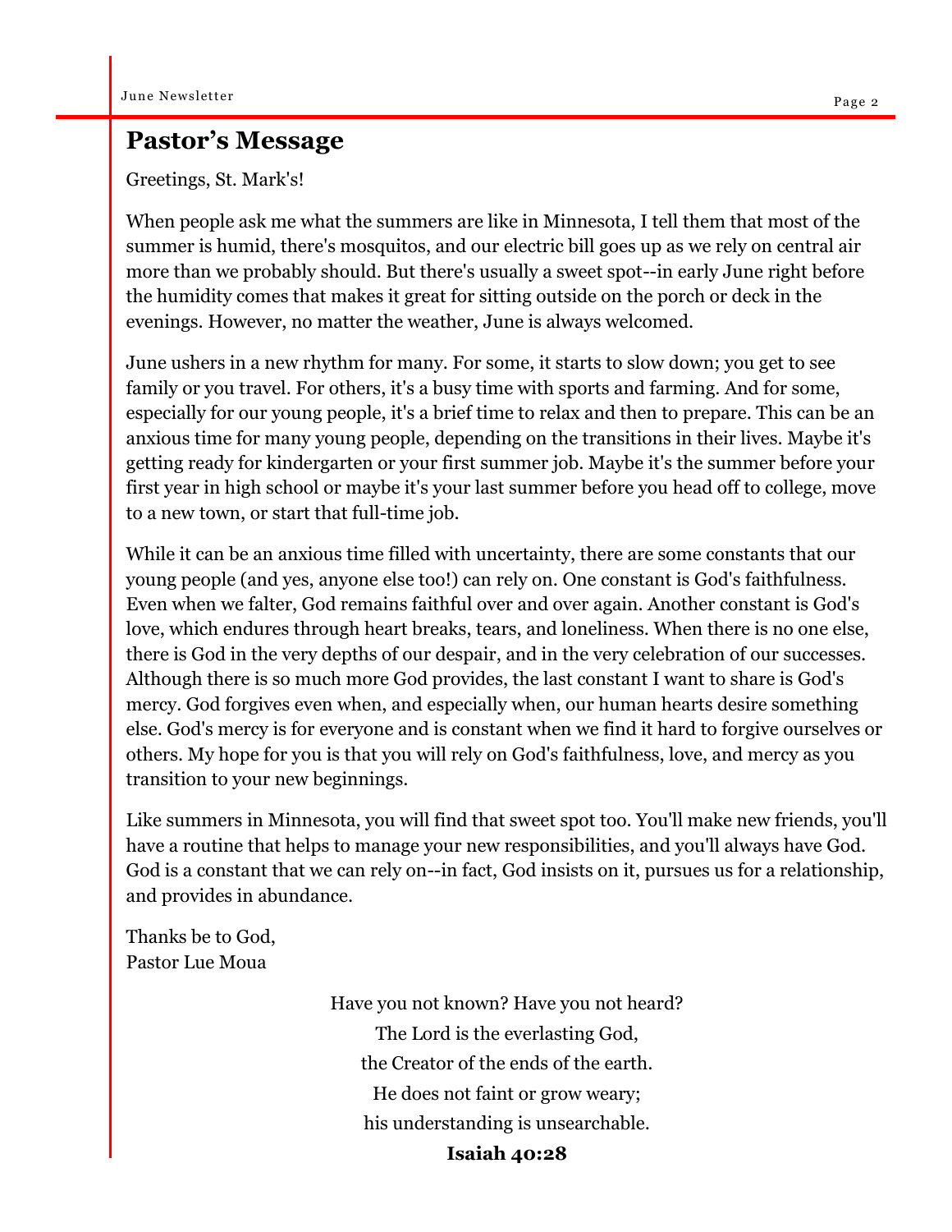# Pastor's Message

Greetings, St. Mark's!

When people ask me what the summers are like in Minnesota, I tell them that most of the summer is humid, there's mosquitos, and our electric bill goes up as we rely on central air more than we probably should. But there's usually a sweet spot--in early June right before the humidity comes that makes it great for sitting outside on the porch or deck in the evenings. However, no matter the weather, June is always welcomed.

June ushers in a new rhythm for many. For some, it starts to slow down; you get to see family or you travel. For others, it's a busy time with sports and farming. And for some, especially for our young people, it's a brief time to relax and then to prepare. This can be an anxious time for many young people, depending on the transitions in their lives. Maybe it's getting ready for kindergarten or your first summer job. Maybe it's the summer before your first year in high school or maybe it's your last summer before you head off to college, move to a new town, or start that full-time job.

While it can be an anxious time filled with uncertainty, there are some constants that our young people (and yes, anyone else too!) can rely on. One constant is God's faithfulness. Even when we falter, God remains faithful over and over again. Another constant is God's love, which endures through heart breaks, tears, and loneliness. When there is no one else, there is God in the very depths of our despair, and in the very celebration of our successes. Although there is so much more God provides, the last constant I want to share is God's mercy. God forgives even when, and especially when, our human hearts desire something else. God's mercy is for everyone and is constant when we find it hard to forgive ourselves or others. My hope for you is that you will rely on God's faithfulness, love, and mercy as you transition to your new beginnings.

Like summers in Minnesota, you will find that sweet spot too. You'll make new friends, you'll have a routine that helps to manage your new responsibilities, and you'll always have God. God is a constant that we can rely on--in fact, God insists on it, pursues us for a relationship, and provides in abundance.

Thanks be to God,
Pastor Lue Moua

Have you not known? Have you not heard?
The Lord is the everlasting God,
the Creator of the ends of the earth.
He does not faint or grow weary;
his understanding is unsearchable.

**Isaiah 40:28**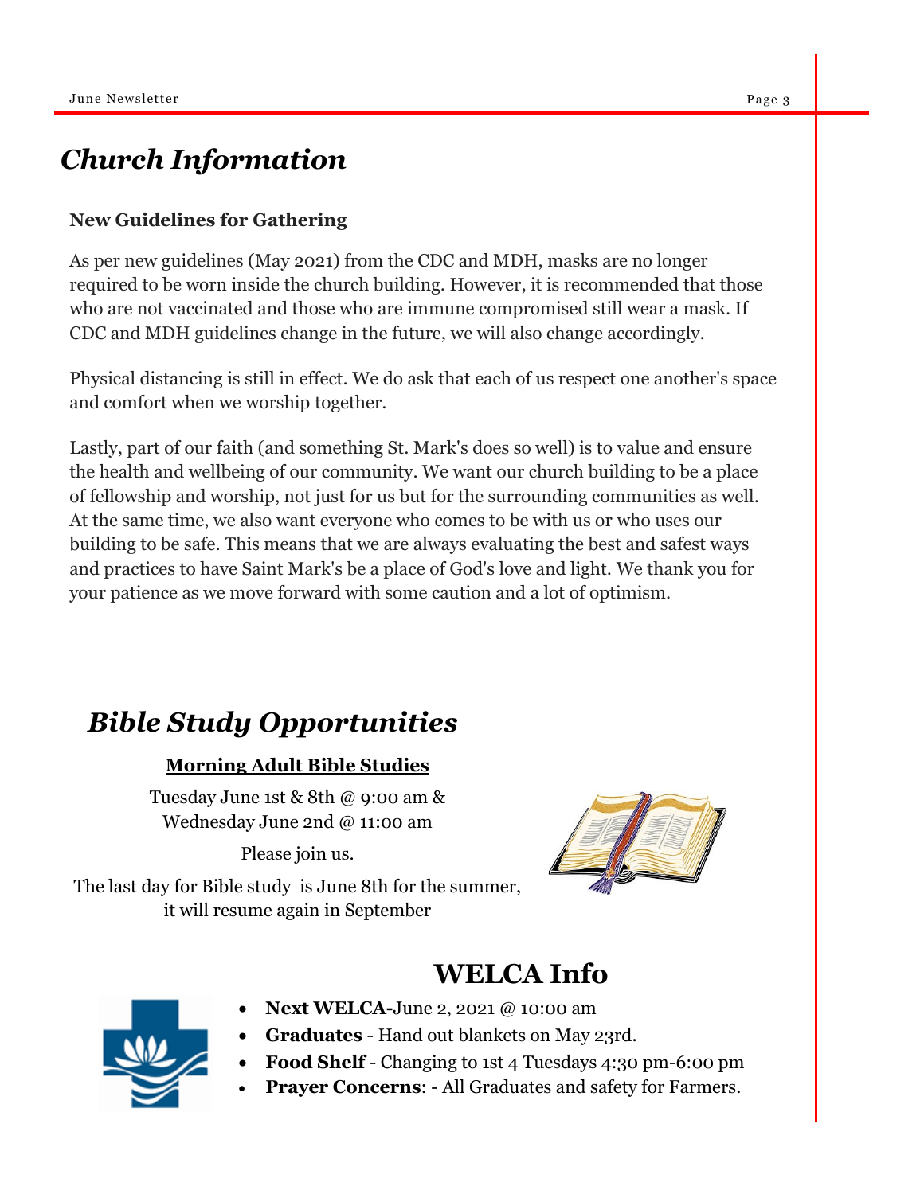# *Church Information*

**New Guidelines for Gathering**

As per new guidelines (May 2021) from the CDC and MDH, masks are no longer required to be worn inside the church building. However, it is recommended that those who are not vaccinated and those who are immune compromised still wear a mask. If CDC and MDH guidelines change in the future, we will also change accordingly.

Physical distancing is still in effect. We do ask that each of us respect one another's space and comfort when we worship together.

Lastly, part of our faith (and something St. Mark's does so well) is to value and ensure the health and wellbeing of our community. We want our church building to be a place of fellowship and worship, not just for us but for the surrounding communities as well. At the same time, we also want everyone who comes to be with us or who uses our building to be safe. This means that we are always evaluating the best and safest ways and practices to have Saint Mark's be a place of God's love and light. We thank you for your patience as we move forward with some caution and a lot of optimism.

# *Bible Study Opportunities*

**Morning Adult Bible Studies**

Tuesday June 1st & 8th @ 9:00 am &
Wednesday June 2nd @ 11:00 am

Please join us.

The last day for Bible study is June 8th for the summer, it will resume again in September

# WELCA Info

- **Next WELCA-**June 2, 2021 @ 10:00 am
- **Graduates** - Hand out blankets on May 23rd.
- **Food Shelf** - Changing to 1st 4 Tuesdays 4:30 pm-6:00 pm
- **Prayer Concerns**: - All Graduates and safety for Farmers.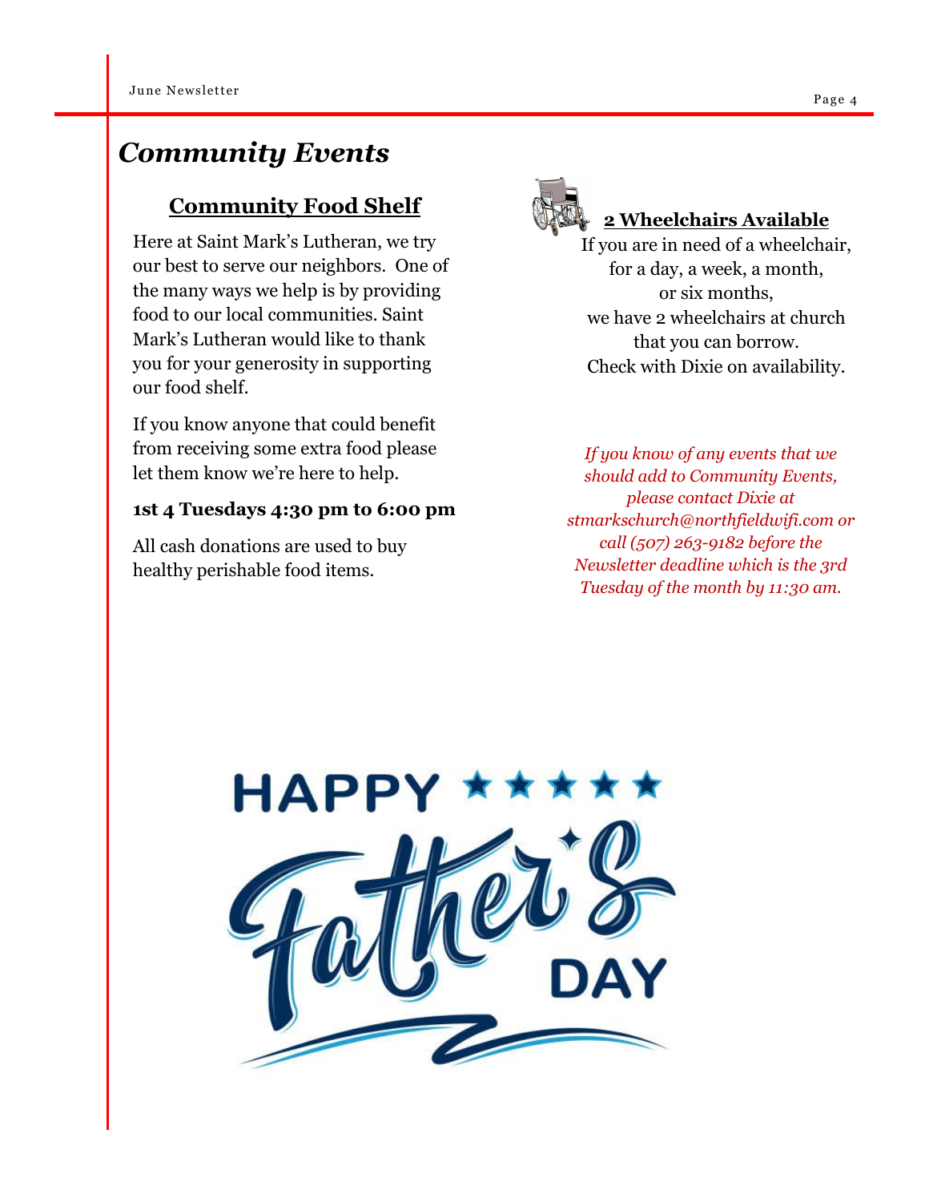# *Community Events*

## Community Food Shelf

Here at Saint Mark's Lutheran, we try our best to serve our neighbors. One of the many ways we help is by providing food to our local communities. Saint Mark's Lutheran would like to thank you for your generosity in supporting our food shelf.

If you know anyone that could benefit from receiving some extra food please let them know we're here to help.

**1st 4 Tuesdays 4:30 pm to 6:00 pm**

All cash donations are used to buy healthy perishable food items.

## 2 Wheelchairs Available

If you are in need of a wheelchair, for a day, a week, a month, or six months, we have 2 wheelchairs at church that you can borrow. Check with Dixie on availability.

*If you know of any events that we should add to Community Events, please contact Dixie at stmarkschurch@northfieldwifi.com or call (507) 263-9182 before the Newsletter deadline which is the 3rd Tuesday of the month by 11:30 am.*

HAPPY Father's DAY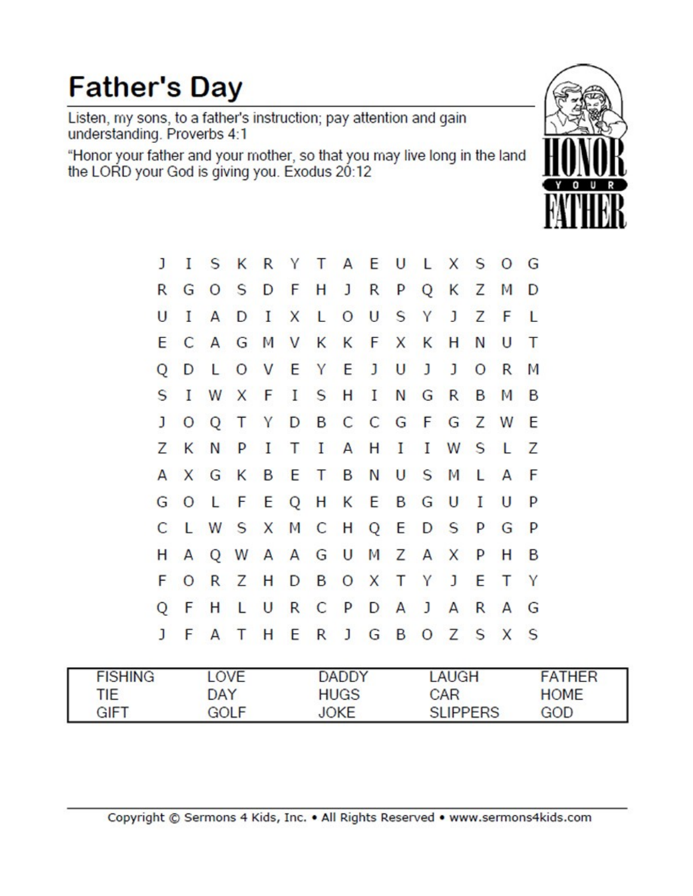# Father's Day

Listen, my sons, to a father's instruction; pay attention and gain understanding. Proverbs 4:1

"Honor your father and your mother, so that you may live long in the land the LORD your God is giving you. Exodus 20:12

HONOR YOUR FATHER

```
J I S K R Y T A E U L X S O G
R G O S D F H J R P Q K Z M D
U I A D I X L O U S Y J Z F L
E C A G M V K K F X K H N U T
Q D L O V E Y E J U J J O R M
S I W X F I S H I N G R B M B
J O Q T Y D B C C G F G Z W E
Z K N P I T I A H I I W S L Z
A X G K B E T B N U S M L A F
G O L F E Q H K E B G U I U P
C L W S X M C H Q E D S P G P
H A Q W A A G U M Z A X P H B
F O R Z H D B O X T Y J E T Y
Q F H L U R C P D A J A R A G
J F A T H E R J G B O Z S X S
```

| | | | | |
|---|---|---|---|---|
| FISHING | LOVE | DADDY | LAUGH | FATHER |
| TIE | DAY | HUGS | CAR | HOME |
| GIFT | GOLF | JOKE | SLIPPERS | GOD |

Copyright © Sermons 4 Kids, Inc. • All Rights Reserved • www.sermons4kids.com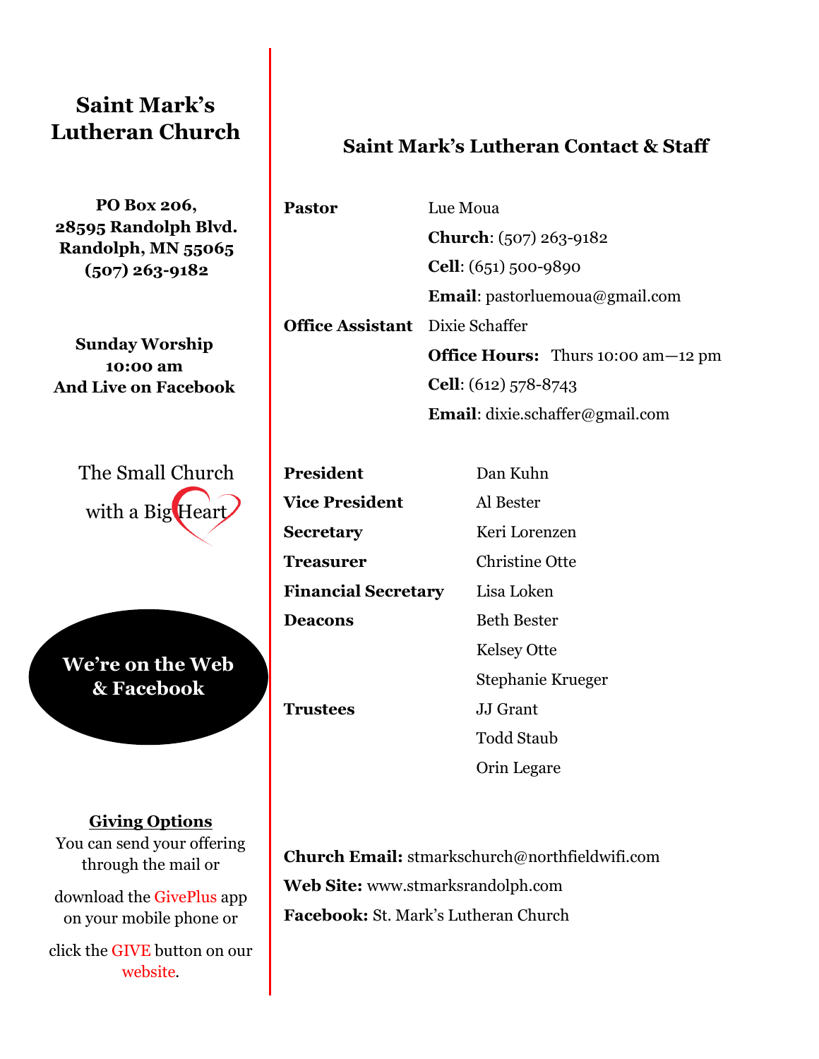# Saint Mark's Lutheran Church

**PO Box 206,**
**28595 Randolph Blvd.**
**Randolph, MN 55065**
**(507) 263-9182**

**Sunday Worship**
**10:00 am**
**And Live on Facebook**

The Small Church
with a Big Heart

**We're on the Web & Facebook**

**Giving Options**

You can send your offering through the mail or download the GivePlus app on your mobile phone or click the GIVE button on our website.

## Saint Mark's Lutheran Contact & Staff

| | |
|---|---|
| **Pastor** | Lue Moua |
| | **Church**: (507) 263-9182 |
| | **Cell**: (651) 500-9890 |
| | **Email**: pastorluemoua@gmail.com |
| **Office Assistant** | Dixie Schaffer |
| | **Office Hours:** Thurs 10:00 am—12 pm |
| | **Cell**: (612) 578-8743 |
| | **Email**: dixie.schaffer@gmail.com |

| | |
|---|---|
| **President** | Dan Kuhn |
| **Vice President** | Al Bester |
| **Secretary** | Keri Lorenzen |
| **Treasurer** | Christine Otte |
| **Financial Secretary** | Lisa Loken |
| **Deacons** | Beth Bester |
| | Kelsey Otte |
| | Stephanie Krueger |
| **Trustees** | JJ Grant |
| | Todd Staub |
| | Orin Legare |

**Church Email:** stmarkschurch@northfieldwifi.com
**Web Site:** www.stmarksrandolph.com
**Facebook:** St. Mark's Lutheran Church